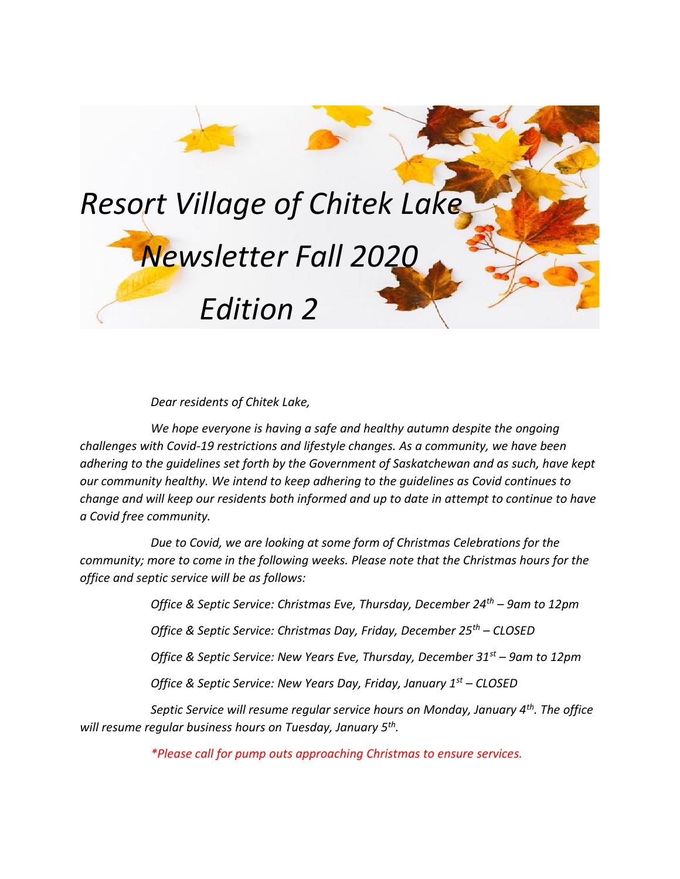# *Resort Village of Chitek Lake Newsletter Fall 2020 Edition 2*

*Dear residents of Chitek Lake,*

*We hope everyone is having a safe and healthy autumn despite the ongoing challenges with Covid-19 restrictions and lifestyle changes. As a community, we have been adhering to the guidelines set forth by the Government of Saskatchewan and as such, have kept our community healthy. We intend to keep adhering to the guidelines as Covid continues to change and will keep our residents both informed and up to date in attempt to continue to have a Covid free community.*

*Due to Covid, we are looking at some form of Christmas Celebrations for the community; more to come in the following weeks. Please note that the Christmas hours for the office and septic service will be as follows:*

*Office & Septic Service: Christmas Eve, Thursday, December 24th – 9am to 12pm*

*Office & Septic Service: Christmas Day, Friday, December 25th – CLOSED*

*Office & Septic Service: New Years Eve, Thursday, December 31st – 9am to 12pm*

*Office & Septic Service: New Years Day, Friday, January 1st – CLOSED*

*Septic Service will resume regular service hours on Monday, January 4th. The office will resume regular business hours on Tuesday, January 5th.*

*\*Please call for pump outs approaching Christmas to ensure services.*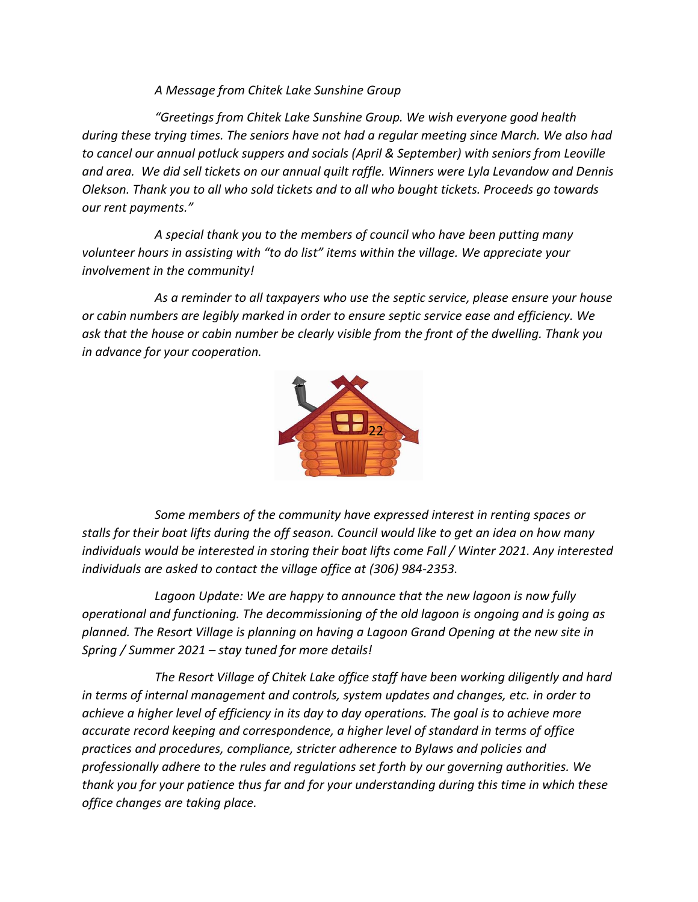*A Message from Chitek Lake Sunshine Group*

*"Greetings from Chitek Lake Sunshine Group. We wish everyone good health during these trying times. The seniors have not had a regular meeting since March. We also had to cancel our annual potluck suppers and socials (April & September) with seniors from Leoville and area. We did sell tickets on our annual quilt raffle. Winners were Lyla Levandow and Dennis Olekson. Thank you to all who sold tickets and to all who bought tickets. Proceeds go towards our rent payments."*

*A special thank you to the members of council who have been putting many volunteer hours in assisting with "to do list" items within the village. We appreciate your involvement in the community!*

*As a reminder to all taxpayers who use the septic service, please ensure your house or cabin numbers are legibly marked in order to ensure septic service ease and efficiency. We ask that the house or cabin number be clearly visible from the front of the dwelling. Thank you in advance for your cooperation.*

*Some members of the community have expressed interest in renting spaces or stalls for their boat lifts during the off season. Council would like to get an idea on how many individuals would be interested in storing their boat lifts come Fall / Winter 2021. Any interested individuals are asked to contact the village office at (306) 984-2353.*

*Lagoon Update: We are happy to announce that the new lagoon is now fully operational and functioning. The decommissioning of the old lagoon is ongoing and is going as planned. The Resort Village is planning on having a Lagoon Grand Opening at the new site in Spring / Summer 2021 – stay tuned for more details!*

*The Resort Village of Chitek Lake office staff have been working diligently and hard in terms of internal management and controls, system updates and changes, etc. in order to achieve a higher level of efficiency in its day to day operations. The goal is to achieve more accurate record keeping and correspondence, a higher level of standard in terms of office practices and procedures, compliance, stricter adherence to Bylaws and policies and professionally adhere to the rules and regulations set forth by our governing authorities. We thank you for your patience thus far and for your understanding during this time in which these office changes are taking place.*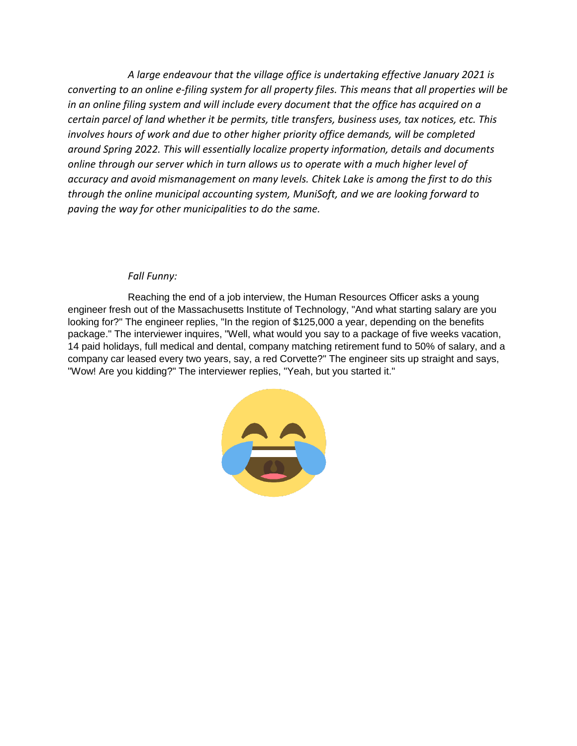*A large endeavour that the village office is undertaking effective January 2021 is converting to an online e-filing system for all property files. This means that all properties will be in an online filing system and will include every document that the office has acquired on a certain parcel of land whether it be permits, title transfers, business uses, tax notices, etc. This involves hours of work and due to other higher priority office demands, will be completed around Spring 2022. This will essentially localize property information, details and documents online through our server which in turn allows us to operate with a much higher level of accuracy and avoid mismanagement on many levels. Chitek Lake is among the first to do this through the online municipal accounting system, MuniSoft, and we are looking forward to paving the way for other municipalities to do the same.*

*Fall Funny:*

Reaching the end of a job interview, the Human Resources Officer asks a young engineer fresh out of the Massachusetts Institute of Technology, "And what starting salary are you looking for?" The engineer replies, "In the region of $125,000 a year, depending on the benefits package." The interviewer inquires, "Well, what would you say to a package of five weeks vacation, 14 paid holidays, full medical and dental, company matching retirement fund to 50% of salary, and a company car leased every two years, say, a red Corvette?" The engineer sits up straight and says, "Wow! Are you kidding?" The interviewer replies, "Yeah, but you started it."